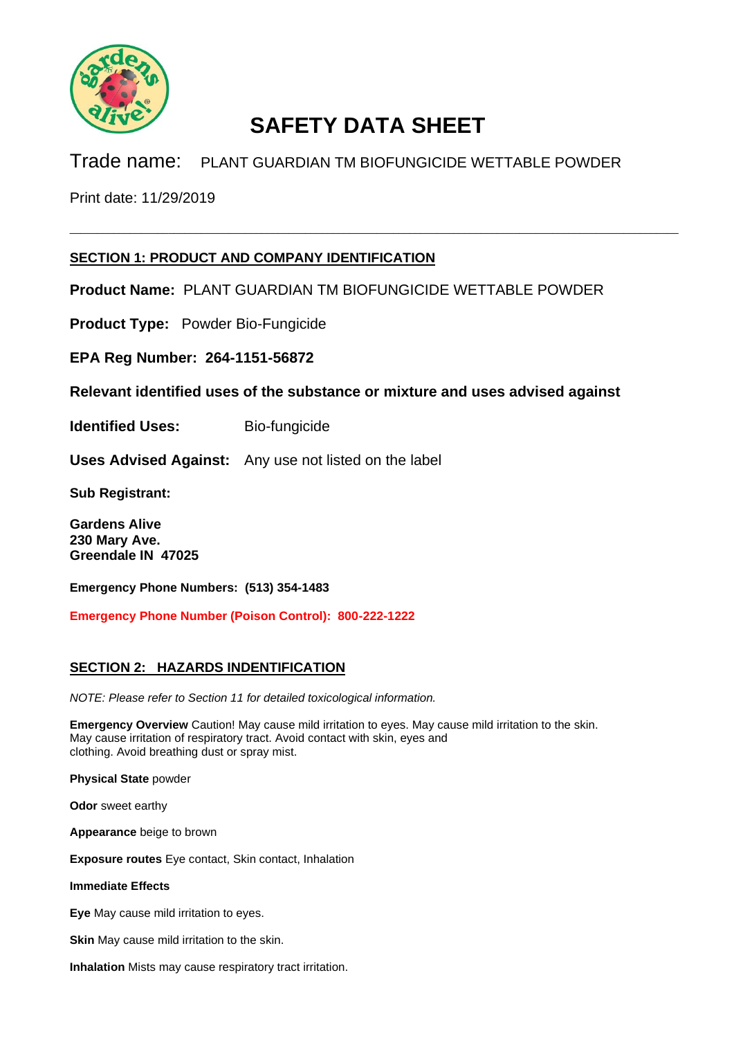# SAFETY DATA SHEET

Trade name: PLANT GUARDIAN TM BIOFUNGICIDE WETTABLE POWDER

Print date: 11/29/2019

---

## SECTION 1: PRODUCT AND COMPANY IDENTIFICATION

**Product Name:** PLANT GUARDIAN TM BIOFUNGICIDE WETTABLE POWDER

**Product Type:** Powder Bio-Fungicide

**EPA Reg Number: 264-1151-56872**

**Relevant identified uses of the substance or mixture and uses advised against**

**Identified Uses:** Bio-fungicide

**Uses Advised Against:** Any use not listed on the label

**Sub Registrant:**

**Gardens Alive**
**230 Mary Ave.**
**Greendale IN 47025**

**Emergency Phone Numbers: (513) 354-1483**

**Emergency Phone Number (Poison Control): 800-222-1222**

## SECTION 2: HAZARDS INDENTIFICATION

*NOTE: Please refer to Section 11 for detailed toxicological information.*

**Emergency Overview** Caution! May cause mild irritation to eyes. May cause mild irritation to the skin. May cause irritation of respiratory tract. Avoid contact with skin, eyes and clothing. Avoid breathing dust or spray mist.

**Physical State** powder

**Odor** sweet earthy

**Appearance** beige to brown

**Exposure routes** Eye contact, Skin contact, Inhalation

**Immediate Effects**

**Eye** May cause mild irritation to eyes.

**Skin** May cause mild irritation to the skin.

**Inhalation** Mists may cause respiratory tract irritation.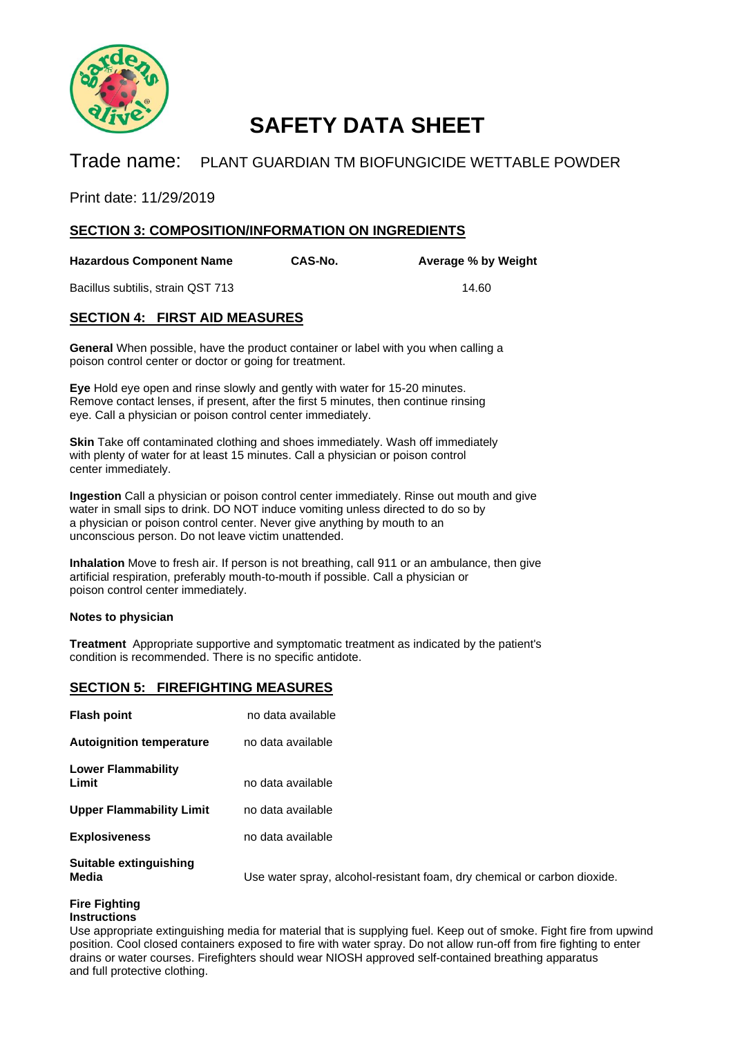# SAFETY DATA SHEET

## Trade name: PLANT GUARDIAN TM BIOFUNGICIDE WETTABLE POWDER

Print date: 11/29/2019

## SECTION 3: COMPOSITION/INFORMATION ON INGREDIENTS

| Hazardous Component Name | CAS-No. | Average % by Weight |
|---|---|---|
| Bacillus subtilis, strain QST 713 | | 14.60 |

## SECTION 4: FIRST AID MEASURES

**General** When possible, have the product container or label with you when calling a poison control center or doctor or going for treatment.

**Eye** Hold eye open and rinse slowly and gently with water for 15-20 minutes. Remove contact lenses, if present, after the first 5 minutes, then continue rinsing eye. Call a physician or poison control center immediately.

**Skin** Take off contaminated clothing and shoes immediately. Wash off immediately with plenty of water for at least 15 minutes. Call a physician or poison control center immediately.

**Ingestion** Call a physician or poison control center immediately. Rinse out mouth and give water in small sips to drink. DO NOT induce vomiting unless directed to do so by a physician or poison control center. Never give anything by mouth to an unconscious person. Do not leave victim unattended.

**Inhalation** Move to fresh air. If person is not breathing, call 911 or an ambulance, then give artificial respiration, preferably mouth-to-mouth if possible. Call a physician or poison control center immediately.

**Notes to physician**

**Treatment** Appropriate supportive and symptomatic treatment as indicated by the patient's condition is recommended. There is no specific antidote.

## SECTION 5: FIREFIGHTING MEASURES

| | |
|---|---|
| **Flash point** | no data available |
| **Autoignition temperature** | no data available |
| **Lower Flammability Limit** | no data available |
| **Upper Flammability Limit** | no data available |
| **Explosiveness** | no data available |
| **Suitable extinguishing Media** | Use water spray, alcohol-resistant foam, dry chemical or carbon dioxide. |

**Fire Fighting Instructions**

Use appropriate extinguishing media for material that is supplying fuel. Keep out of smoke. Fight fire from upwind position. Cool closed containers exposed to fire with water spray. Do not allow run-off from fire fighting to enter drains or water courses. Firefighters should wear NIOSH approved self-contained breathing apparatus and full protective clothing.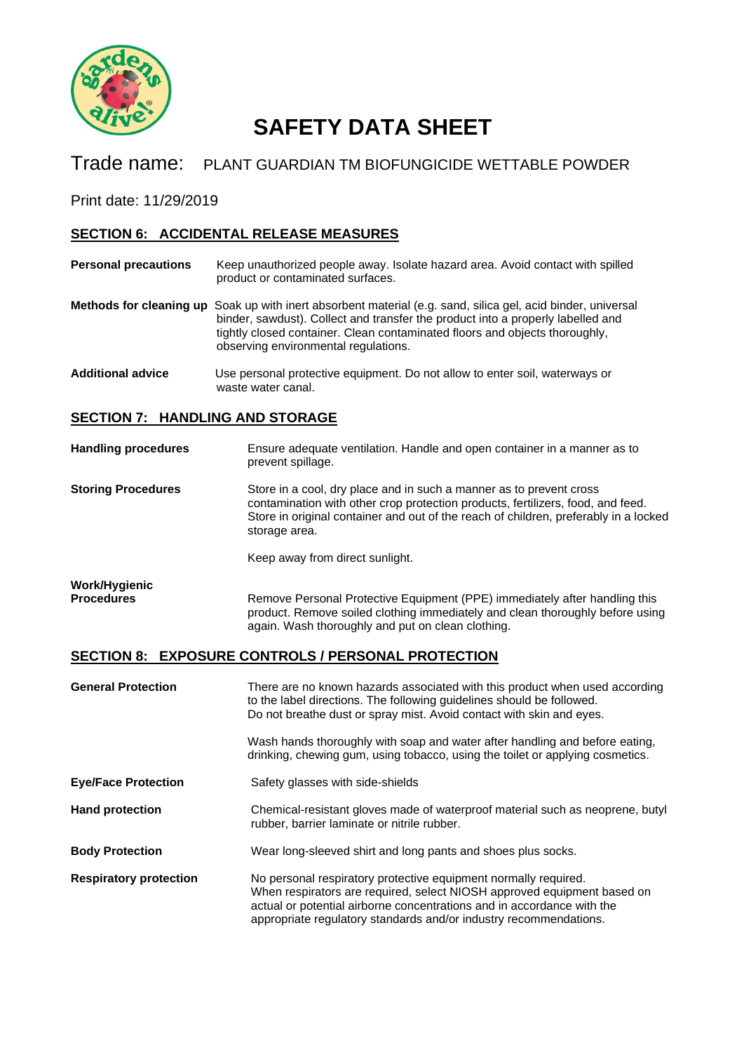# SAFETY DATA SHEET

Trade name: PLANT GUARDIAN TM BIOFUNGICIDE WETTABLE POWDER

Print date: 11/29/2019

## SECTION 6: ACCIDENTAL RELEASE MEASURES

**Personal precautions** Keep unauthorized people away. Isolate hazard area. Avoid contact with spilled product or contaminated surfaces.

**Methods for cleaning up** Soak up with inert absorbent material (e.g. sand, silica gel, acid binder, universal binder, sawdust). Collect and transfer the product into a properly labelled and tightly closed container. Clean contaminated floors and objects thoroughly, observing environmental regulations.

**Additional advice** Use personal protective equipment. Do not allow to enter soil, waterways or waste water canal.

## SECTION 7: HANDLING AND STORAGE

**Handling procedures** Ensure adequate ventilation. Handle and open container in a manner as to prevent spillage.

**Storing Procedures** Store in a cool, dry place and in such a manner as to prevent cross contamination with other crop protection products, fertilizers, food, and feed. Store in original container and out of the reach of children, preferably in a locked storage area.

Keep away from direct sunlight.

**Work/Hygienic Procedures** Remove Personal Protective Equipment (PPE) immediately after handling this product. Remove soiled clothing immediately and clean thoroughly before using again. Wash thoroughly and put on clean clothing.

## SECTION 8: EXPOSURE CONTROLS / PERSONAL PROTECTION

**General Protection** There are no known hazards associated with this product when used according to the label directions. The following guidelines should be followed. Do not breathe dust or spray mist. Avoid contact with skin and eyes.

Wash hands thoroughly with soap and water after handling and before eating, drinking, chewing gum, using tobacco, using the toilet or applying cosmetics.

**Eye/Face Protection** Safety glasses with side-shields

**Hand protection** Chemical-resistant gloves made of waterproof material such as neoprene, butyl rubber, barrier laminate or nitrile rubber.

**Body Protection** Wear long-sleeved shirt and long pants and shoes plus socks.

**Respiratory protection** No personal respiratory protective equipment normally required. When respirators are required, select NIOSH approved equipment based on actual or potential airborne concentrations and in accordance with the appropriate regulatory standards and/or industry recommendations.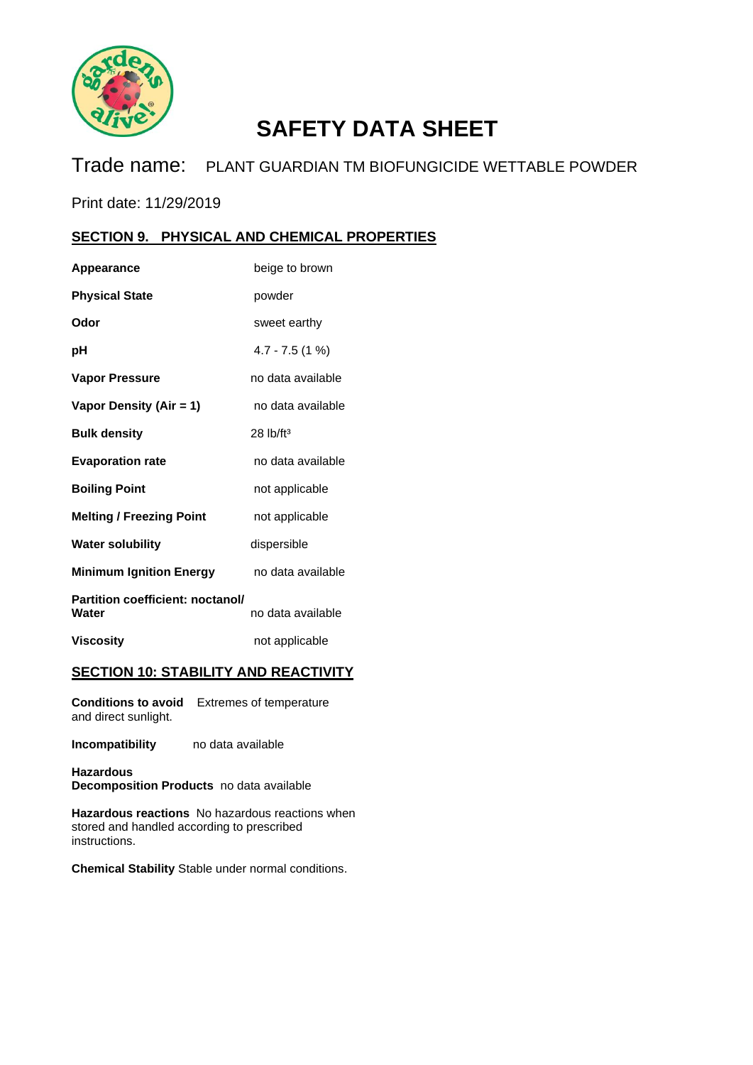# SAFETY DATA SHEET

Trade name: PLANT GUARDIAN TM BIOFUNGICIDE WETTABLE POWDER

Print date: 11/29/2019

## SECTION 9. PHYSICAL AND CHEMICAL PROPERTIES

| | |
|---|---|
| **Appearance** | beige to brown |
| **Physical State** | powder |
| **Odor** | sweet earthy |
| **pH** | 4.7 - 7.5 (1 %) |
| **Vapor Pressure** | no data available |
| **Vapor Density (Air = 1)** | no data available |
| **Bulk density** | 28 lb/ft$^3$ |
| **Evaporation rate** | no data available |
| **Boiling Point** | not applicable |
| **Melting / Freezing Point** | not applicable |
| **Water solubility** | dispersible |
| **Minimum Ignition Energy** | no data available |
| **Partition coefficient: noctanol/ Water** | no data available |
| **Viscosity** | not applicable |

## SECTION 10: STABILITY AND REACTIVITY

**Conditions to avoid** Extremes of temperature and direct sunlight.

**Incompatibility** no data available

**Hazardous Decomposition Products** no data available

**Hazardous reactions** No hazardous reactions when stored and handled according to prescribed instructions.

**Chemical Stability** Stable under normal conditions.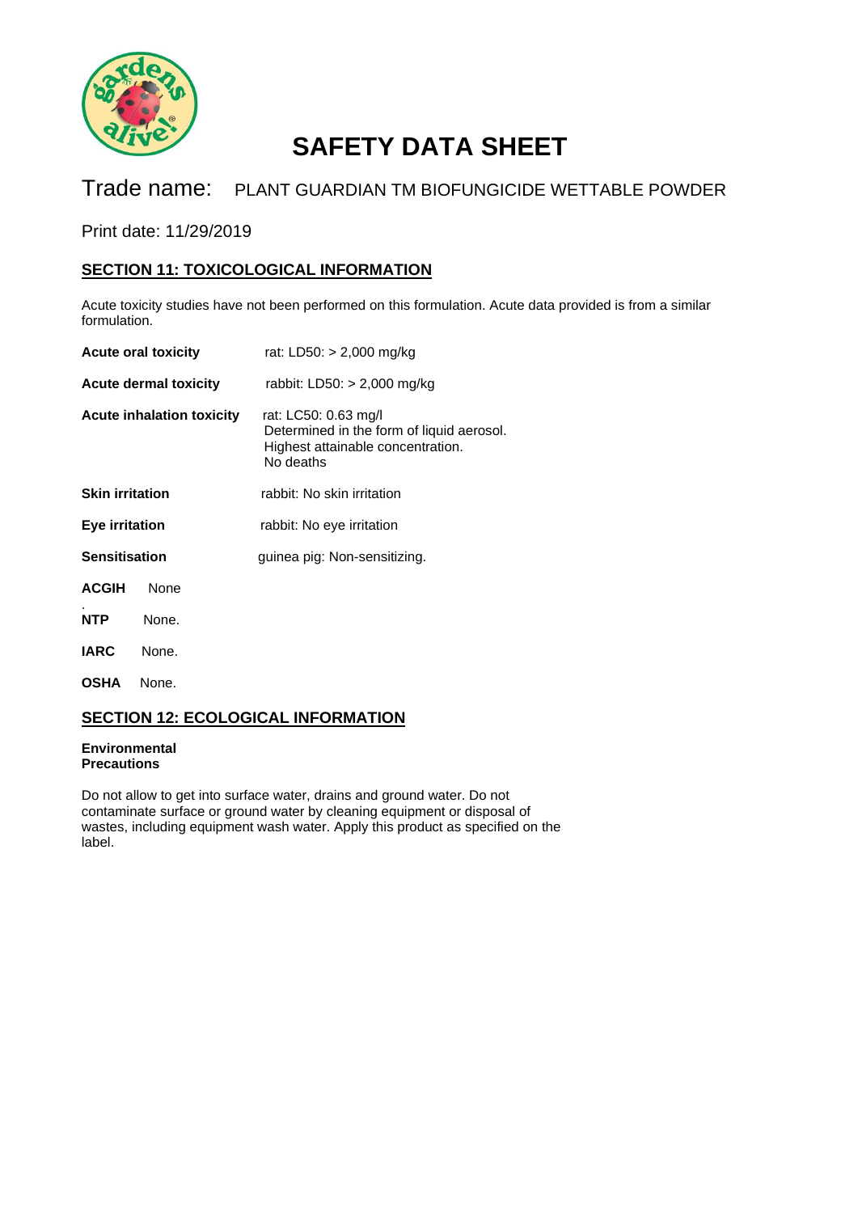# SAFETY DATA SHEET

Trade name: PLANT GUARDIAN TM BIOFUNGICIDE WETTABLE POWDER

Print date: 11/29/2019

## SECTION 11: TOXICOLOGICAL INFORMATION

Acute toxicity studies have not been performed on this formulation. Acute data provided is from a similar formulation.

| | |
|---|---|
| **Acute oral toxicity** | rat: LD50: > 2,000 mg/kg |
| **Acute dermal toxicity** | rabbit: LD50: > 2,000 mg/kg |
| **Acute inhalation toxicity** | rat: LC50: 0.63 mg/l<br>Determined in the form of liquid aerosol.<br>Highest attainable concentration.<br>No deaths |
| **Skin irritation** | rabbit: No skin irritation |
| **Eye irritation** | rabbit: No eye irritation |
| **Sensitisation** | guinea pig: Non-sensitizing. |

**ACGIH** None

**NTP** None.

**IARC** None.

**OSHA** None.

## SECTION 12: ECOLOGICAL INFORMATION

**Environmental Precautions**

Do not allow to get into surface water, drains and ground water. Do not contaminate surface or ground water by cleaning equipment or disposal of wastes, including equipment wash water. Apply this product as specified on the label.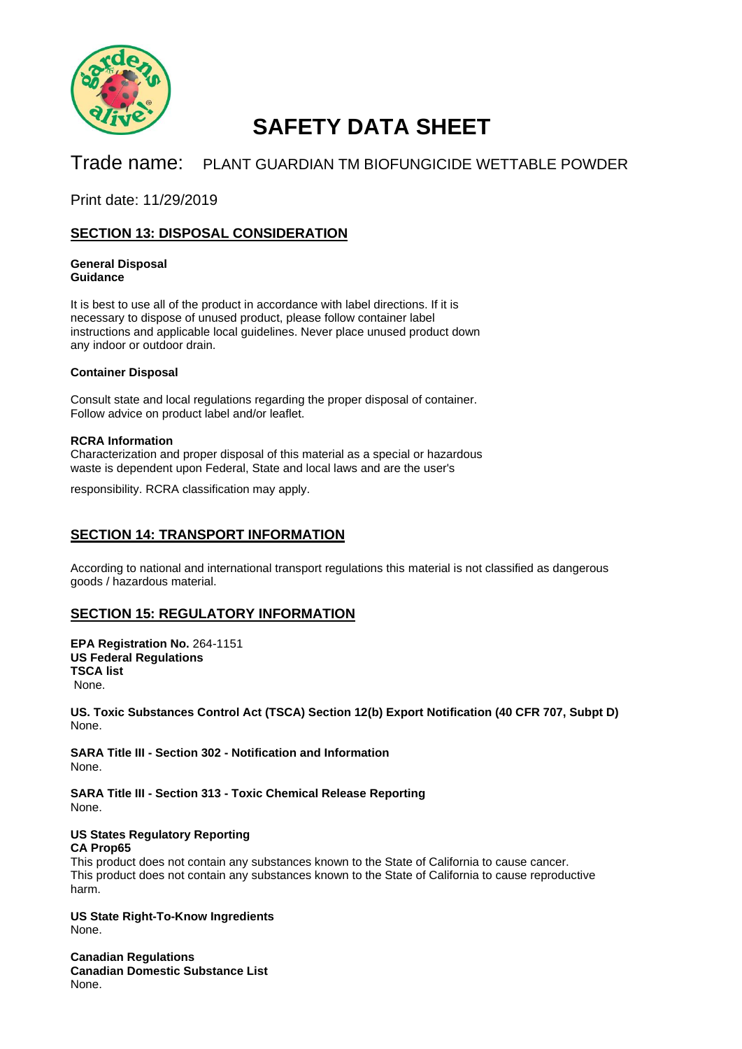# SAFETY DATA SHEET

Trade name: PLANT GUARDIAN TM BIOFUNGICIDE WETTABLE POWDER

Print date: 11/29/2019

## SECTION 13: DISPOSAL CONSIDERATION

**General Disposal Guidance**

It is best to use all of the product in accordance with label directions. If it is necessary to dispose of unused product, please follow container label instructions and applicable local guidelines. Never place unused product down any indoor or outdoor drain.

**Container Disposal**

Consult state and local regulations regarding the proper disposal of container. Follow advice on product label and/or leaflet.

**RCRA Information**

Characterization and proper disposal of this material as a special or hazardous waste is dependent upon Federal, State and local laws and are the user's responsibility. RCRA classification may apply.

## SECTION 14: TRANSPORT INFORMATION

According to national and international transport regulations this material is not classified as dangerous goods / hazardous material.

## SECTION 15: REGULATORY INFORMATION

**EPA Registration No.** 264-1151

**US Federal Regulations**

**TSCA list**

None.

**US. Toxic Substances Control Act (TSCA) Section 12(b) Export Notification (40 CFR 707, Subpt D)**

None.

**SARA Title III - Section 302 - Notification and Information**

None.

**SARA Title III - Section 313 - Toxic Chemical Release Reporting**

None.

**US States Regulatory Reporting**

**CA Prop65**

This product does not contain any substances known to the State of California to cause cancer.
This product does not contain any substances known to the State of California to cause reproductive harm.

**US State Right-To-Know Ingredients**

None.

**Canadian Regulations**

**Canadian Domestic Substance List**

None.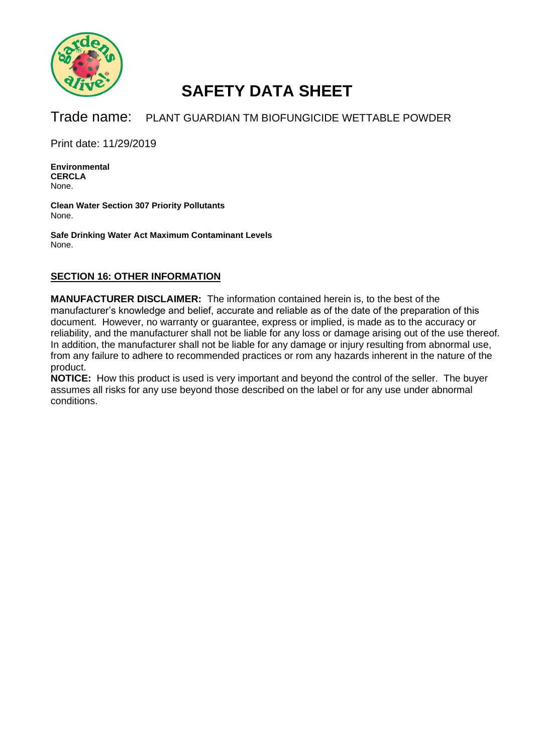# SAFETY DATA SHEET

Trade name: PLANT GUARDIAN TM BIOFUNGICIDE WETTABLE POWDER

Print date: 11/29/2019

**Environmental**
**CERCLA**
None.

**Clean Water Section 307 Priority Pollutants**
None.

**Safe Drinking Water Act Maximum Contaminant Levels**
None.

## SECTION 16: OTHER INFORMATION

**MANUFACTURER DISCLAIMER:** The information contained herein is, to the best of the manufacturer's knowledge and belief, accurate and reliable as of the date of the preparation of this document. However, no warranty or guarantee, express or implied, is made as to the accuracy or reliability, and the manufacturer shall not be liable for any loss or damage arising out of the use thereof. In addition, the manufacturer shall not be liable for any damage or injury resulting from abnormal use, from any failure to adhere to recommended practices or rom any hazards inherent in the nature of the product.

**NOTICE:** How this product is used is very important and beyond the control of the seller. The buyer assumes all risks for any use beyond those described on the label or for any use under abnormal conditions.